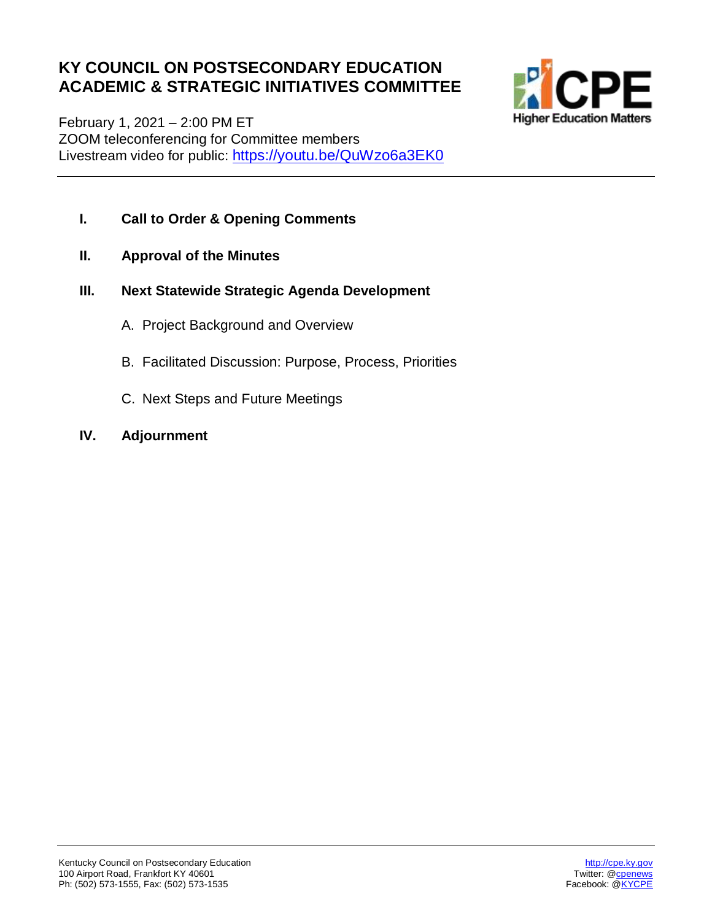# KY COUNCIL ON POSTSECONDARY EDUCATION
# ACADEMIC & STRATEGIC INITIATIVES COMMITTEE

February 1, 2021 – 2:00 PM ET
ZOOM teleconferencing for Committee members
Livestream video for public: https://youtu.be/QuWzo6a3EK0

---

**I. Call to Order & Opening Comments**

**II. Approval of the Minutes**

**III. Next Statewide Strategic Agenda Development**

A. Project Background and Overview

B. Facilitated Discussion: Purpose, Process, Priorities

C. Next Steps and Future Meetings

**IV. Adjournment**

---

Kentucky Council on Postsecondary Education
100 Airport Road, Frankfort KY 40601
Ph: (502) 573-1555, Fax: (502) 573-1535

http://cpe.ky.gov
Twitter: @cpenews
Facebook: @KYCPE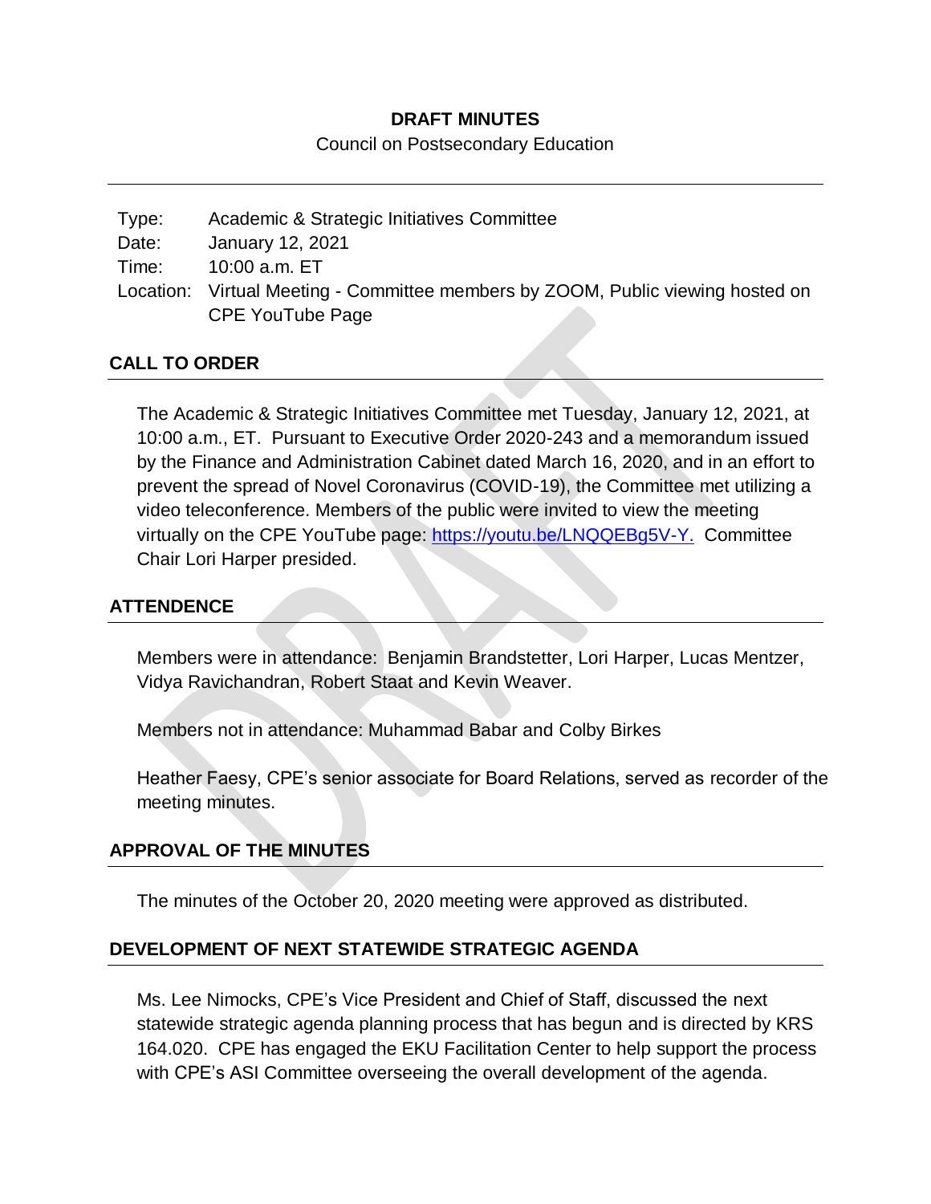**DRAFT MINUTES**

Council on Postsecondary Education

| | |
|---|---|
| Type: | Academic & Strategic Initiatives Committee |
| Date: | January 12, 2021 |
| Time: | 10:00 a.m. ET |
| Location: | Virtual Meeting - Committee members by ZOOM, Public viewing hosted on CPE YouTube Page |

## CALL TO ORDER

The Academic & Strategic Initiatives Committee met Tuesday, January 12, 2021, at 10:00 a.m., ET. Pursuant to Executive Order 2020-243 and a memorandum issued by the Finance and Administration Cabinet dated March 16, 2020, and in an effort to prevent the spread of Novel Coronavirus (COVID-19), the Committee met utilizing a video teleconference. Members of the public were invited to view the meeting virtually on the CPE YouTube page: https://youtu.be/LNQQEBg5V-Y. Committee Chair Lori Harper presided.

## ATTENDENCE

Members were in attendance: Benjamin Brandstetter, Lori Harper, Lucas Mentzer, Vidya Ravichandran, Robert Staat and Kevin Weaver.

Members not in attendance: Muhammad Babar and Colby Birkes

Heather Faesy, CPE's senior associate for Board Relations, served as recorder of the meeting minutes.

## APPROVAL OF THE MINUTES

The minutes of the October 20, 2020 meeting were approved as distributed.

## DEVELOPMENT OF NEXT STATEWIDE STRATEGIC AGENDA

Ms. Lee Nimocks, CPE's Vice President and Chief of Staff, discussed the next statewide strategic agenda planning process that has begun and is directed by KRS 164.020. CPE has engaged the EKU Facilitation Center to help support the process with CPE's ASI Committee overseeing the overall development of the agenda.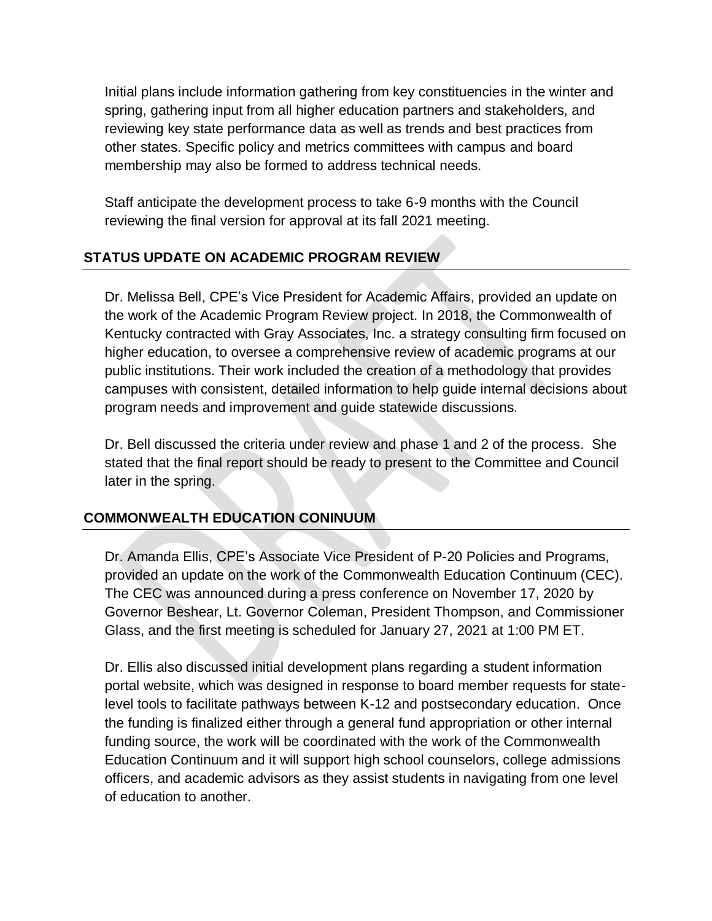Initial plans include information gathering from key constituencies in the winter and spring, gathering input from all higher education partners and stakeholders, and reviewing key state performance data as well as trends and best practices from other states. Specific policy and metrics committees with campus and board membership may also be formed to address technical needs.

Staff anticipate the development process to take 6-9 months with the Council reviewing the final version for approval at its fall 2021 meeting.

## STATUS UPDATE ON ACADEMIC PROGRAM REVIEW

Dr. Melissa Bell, CPE's Vice President for Academic Affairs, provided an update on the work of the Academic Program Review project. In 2018, the Commonwealth of Kentucky contracted with Gray Associates, Inc. a strategy consulting firm focused on higher education, to oversee a comprehensive review of academic programs at our public institutions. Their work included the creation of a methodology that provides campuses with consistent, detailed information to help guide internal decisions about program needs and improvement and guide statewide discussions.

Dr. Bell discussed the criteria under review and phase 1 and 2 of the process. She stated that the final report should be ready to present to the Committee and Council later in the spring.

## COMMONWEALTH EDUCATION CONINUUM

Dr. Amanda Ellis, CPE's Associate Vice President of P-20 Policies and Programs, provided an update on the work of the Commonwealth Education Continuum (CEC). The CEC was announced during a press conference on November 17, 2020 by Governor Beshear, Lt. Governor Coleman, President Thompson, and Commissioner Glass, and the first meeting is scheduled for January 27, 2021 at 1:00 PM ET.

Dr. Ellis also discussed initial development plans regarding a student information portal website, which was designed in response to board member requests for state-level tools to facilitate pathways between K-12 and postsecondary education. Once the funding is finalized either through a general fund appropriation or other internal funding source, the work will be coordinated with the work of the Commonwealth Education Continuum and it will support high school counselors, college admissions officers, and academic advisors as they assist students in navigating from one level of education to another.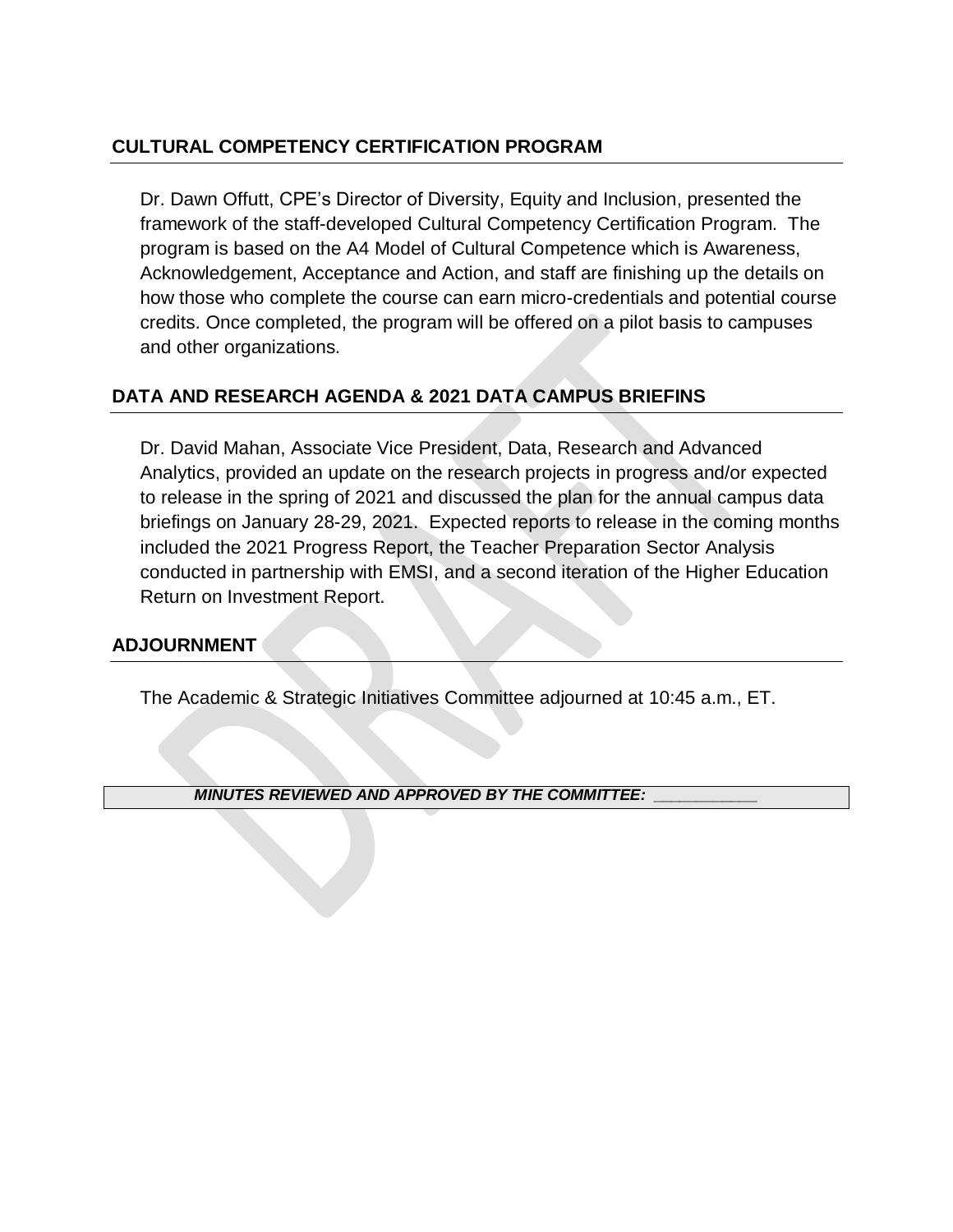## CULTURAL COMPETENCY CERTIFICATION PROGRAM

Dr. Dawn Offutt, CPE's Director of Diversity, Equity and Inclusion, presented the framework of the staff-developed Cultural Competency Certification Program. The program is based on the A4 Model of Cultural Competence which is Awareness, Acknowledgement, Acceptance and Action, and staff are finishing up the details on how those who complete the course can earn micro-credentials and potential course credits. Once completed, the program will be offered on a pilot basis to campuses and other organizations.

## DATA AND RESEARCH AGENDA & 2021 DATA CAMPUS BRIEFINS

Dr. David Mahan, Associate Vice President, Data, Research and Advanced Analytics, provided an update on the research projects in progress and/or expected to release in the spring of 2021 and discussed the plan for the annual campus data briefings on January 28-29, 2021. Expected reports to release in the coming months included the 2021 Progress Report, the Teacher Preparation Sector Analysis conducted in partnership with EMSI, and a second iteration of the Higher Education Return on Investment Report.

## ADJOURNMENT

The Academic & Strategic Initiatives Committee adjourned at 10:45 a.m., ET.

***MINUTES REVIEWED AND APPROVED BY THE COMMITTEE: \_\_\_\_\_\_\_\_\_\_\_***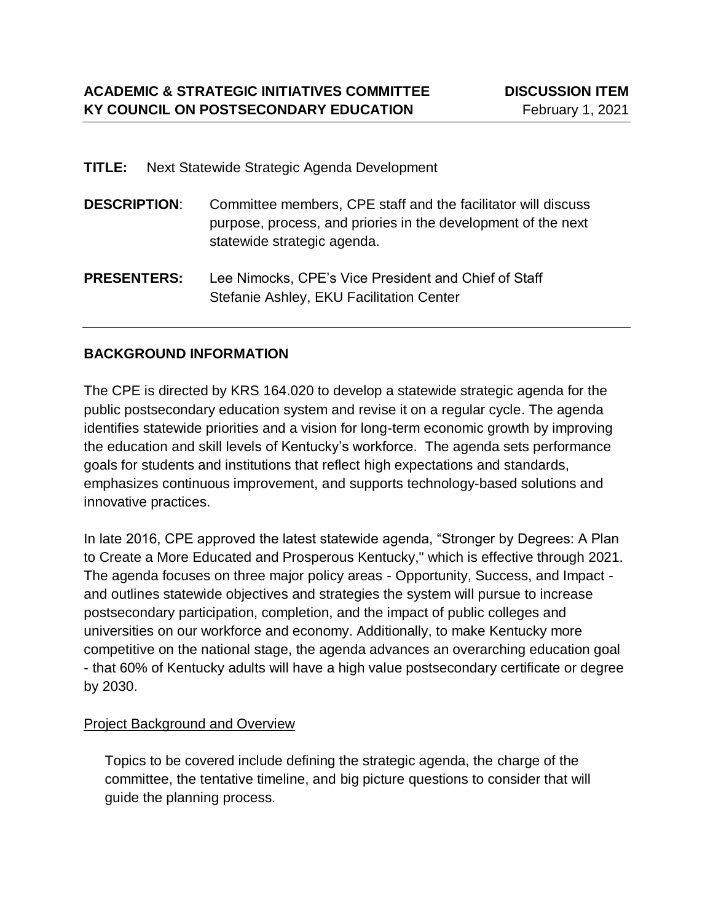**ACADEMIC & STRATEGIC INITIATIVES COMMITTEE** **DISCUSSION ITEM**
**KY COUNCIL ON POSTSECONDARY EDUCATION** February 1, 2021

---

**TITLE:** Next Statewide Strategic Agenda Development

**DESCRIPTION**: Committee members, CPE staff and the facilitator will discuss purpose, process, and priories in the development of the next statewide strategic agenda.

**PRESENTERS:** Lee Nimocks, CPE's Vice President and Chief of Staff
Stefanie Ashley, EKU Facilitation Center

---

## BACKGROUND INFORMATION

The CPE is directed by KRS 164.020 to develop a statewide strategic agenda for the public postsecondary education system and revise it on a regular cycle. The agenda identifies statewide priorities and a vision for long-term economic growth by improving the education and skill levels of Kentucky's workforce. The agenda sets performance goals for students and institutions that reflect high expectations and standards, emphasizes continuous improvement, and supports technology-based solutions and innovative practices.

In late 2016, CPE approved the latest statewide agenda, "Stronger by Degrees: A Plan to Create a More Educated and Prosperous Kentucky," which is effective through 2021. The agenda focuses on three major policy areas - Opportunity, Success, and Impact - and outlines statewide objectives and strategies the system will pursue to increase postsecondary participation, completion, and the impact of public colleges and universities on our workforce and economy. Additionally, to make Kentucky more competitive on the national stage, the agenda advances an overarching education goal - that 60% of Kentucky adults will have a high value postsecondary certificate or degree by 2030.

<u>Project Background and Overview</u>

Topics to be covered include defining the strategic agenda, the charge of the committee, the tentative timeline, and big picture questions to consider that will guide the planning process.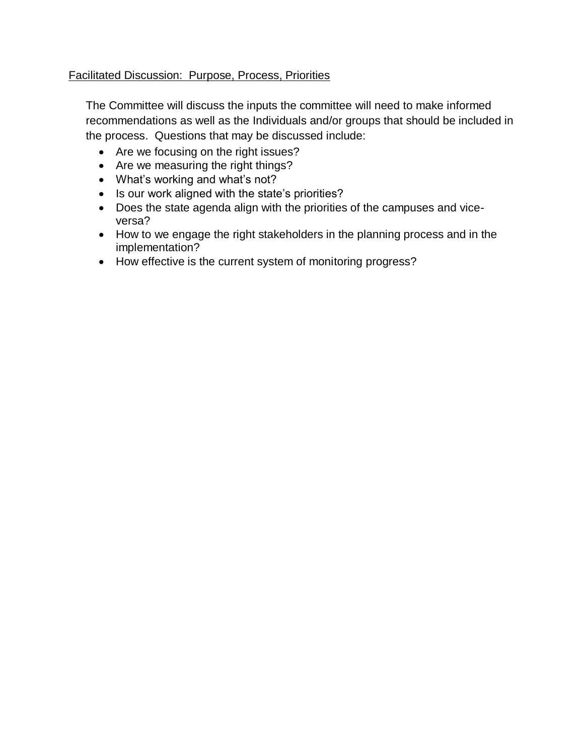Facilitated Discussion: Purpose, Process, Priorities

The Committee will discuss the inputs the committee will need to make informed recommendations as well as the Individuals and/or groups that should be included in the process. Questions that may be discussed include:

- Are we focusing on the right issues?
- Are we measuring the right things?
- What's working and what's not?
- Is our work aligned with the state's priorities?
- Does the state agenda align with the priorities of the campuses and vice-versa?
- How to we engage the right stakeholders in the planning process and in the implementation?
- How effective is the current system of monitoring progress?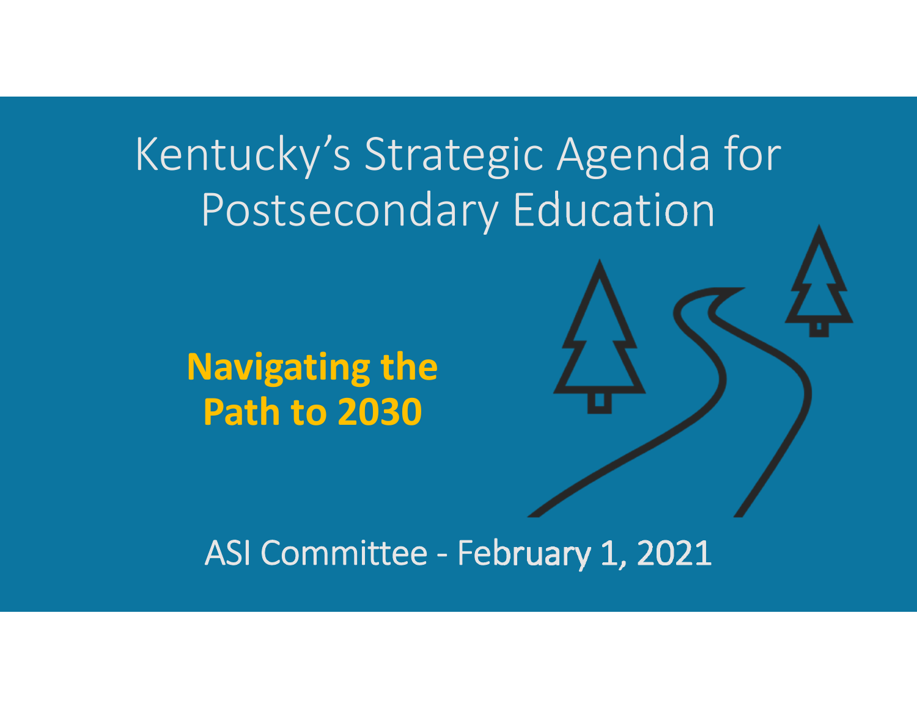# Kentucky's Strategic Agenda for Postsecondary Education

**Navigating the Path to 2030**

ASI Committee - February 1, 2021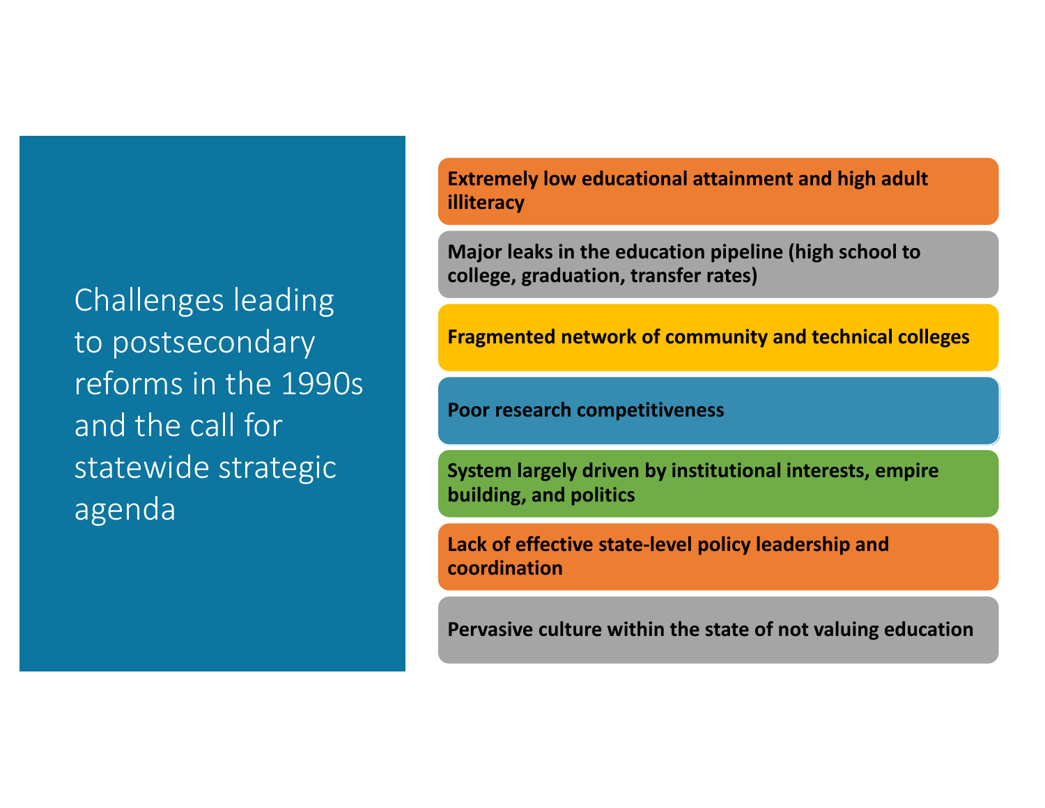# Challenges leading to postsecondary reforms in the 1990s and the call for statewide strategic agenda

- **Extremely low educational attainment and high adult illiteracy**
- **Major leaks in the education pipeline (high school to college, graduation, transfer rates)**
- **Fragmented network of community and technical colleges**
- **Poor research competitiveness**
- **System largely driven by institutional interests, empire building, and politics**
- **Lack of effective state-level policy leadership and coordination**
- **Pervasive culture within the state of not valuing education**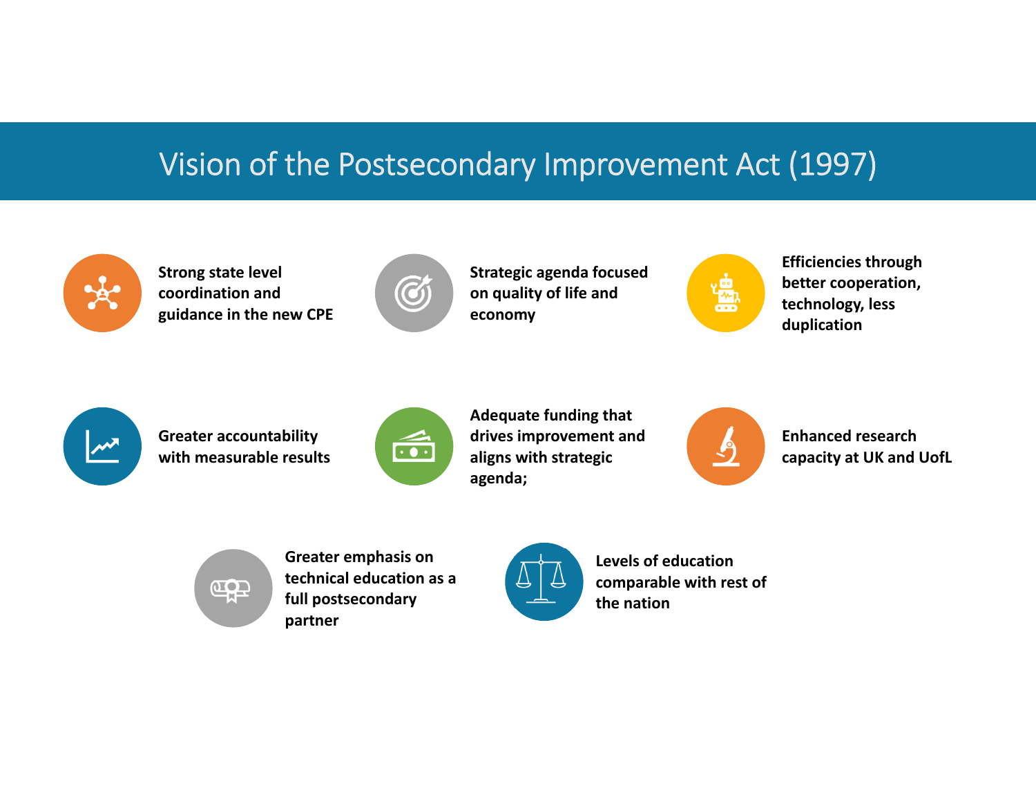# Vision of the Postsecondary Improvement Act (1997)

- Strong state level coordination and guidance in the new CPE
- Strategic agenda focused on quality of life and economy
- Efficiencies through better cooperation, technology, less duplication
- Greater accountability with measurable results
- Adequate funding that drives improvement and aligns with strategic agenda;
- Enhanced research capacity at UK and UofL
- Greater emphasis on technical education as a full postsecondary partner
- Levels of education comparable with rest of the nation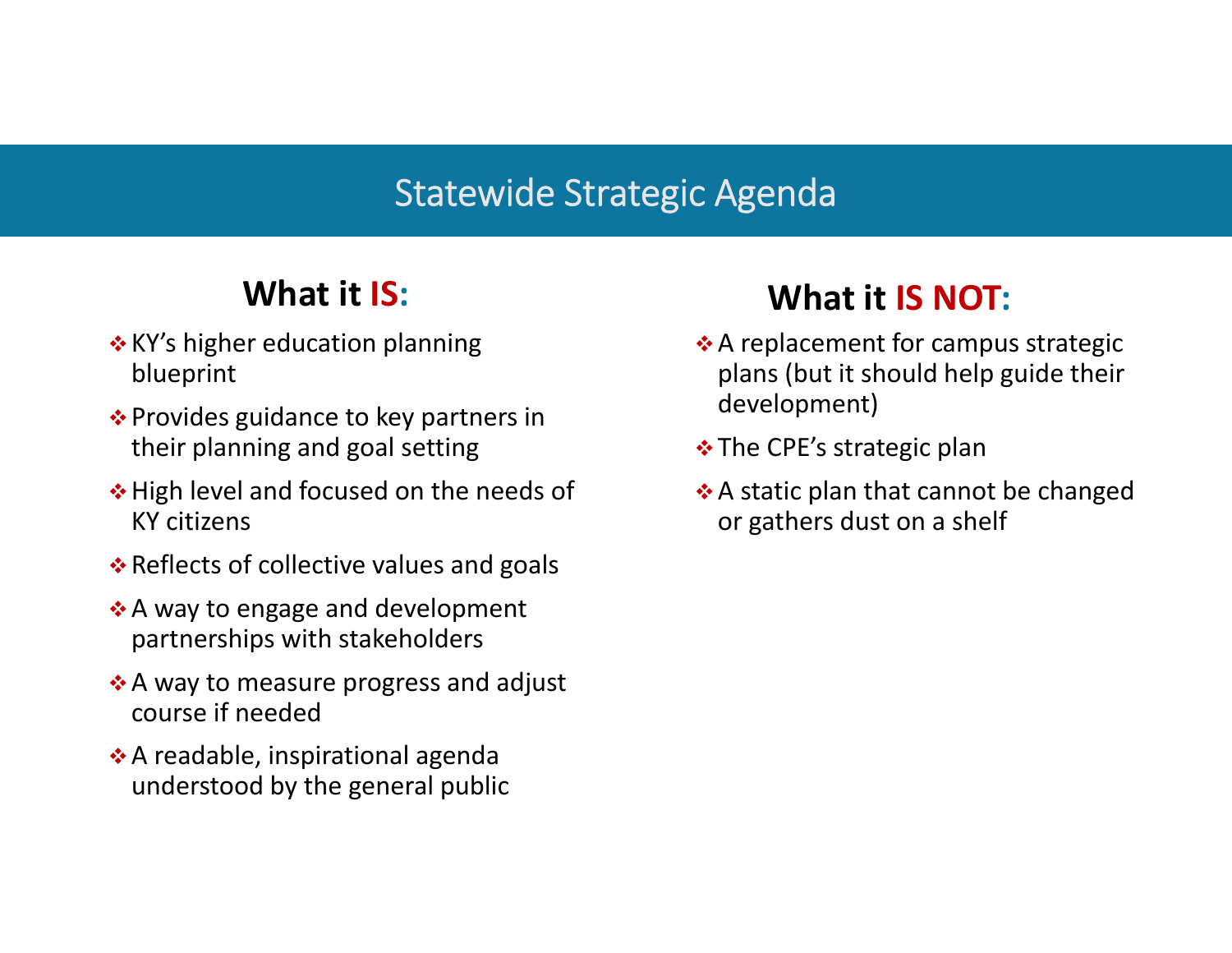# Statewide Strategic Agenda

## What it IS:

- KY's higher education planning blueprint
- Provides guidance to key partners in their planning and goal setting
- High level and focused on the needs of KY citizens
- Reflects of collective values and goals
- A way to engage and development partnerships with stakeholders
- A way to measure progress and adjust course if needed
- A readable, inspirational agenda understood by the general public

## What it IS NOT:

- A replacement for campus strategic plans (but it should help guide their development)
- The CPE's strategic plan
- A static plan that cannot be changed or gathers dust on a shelf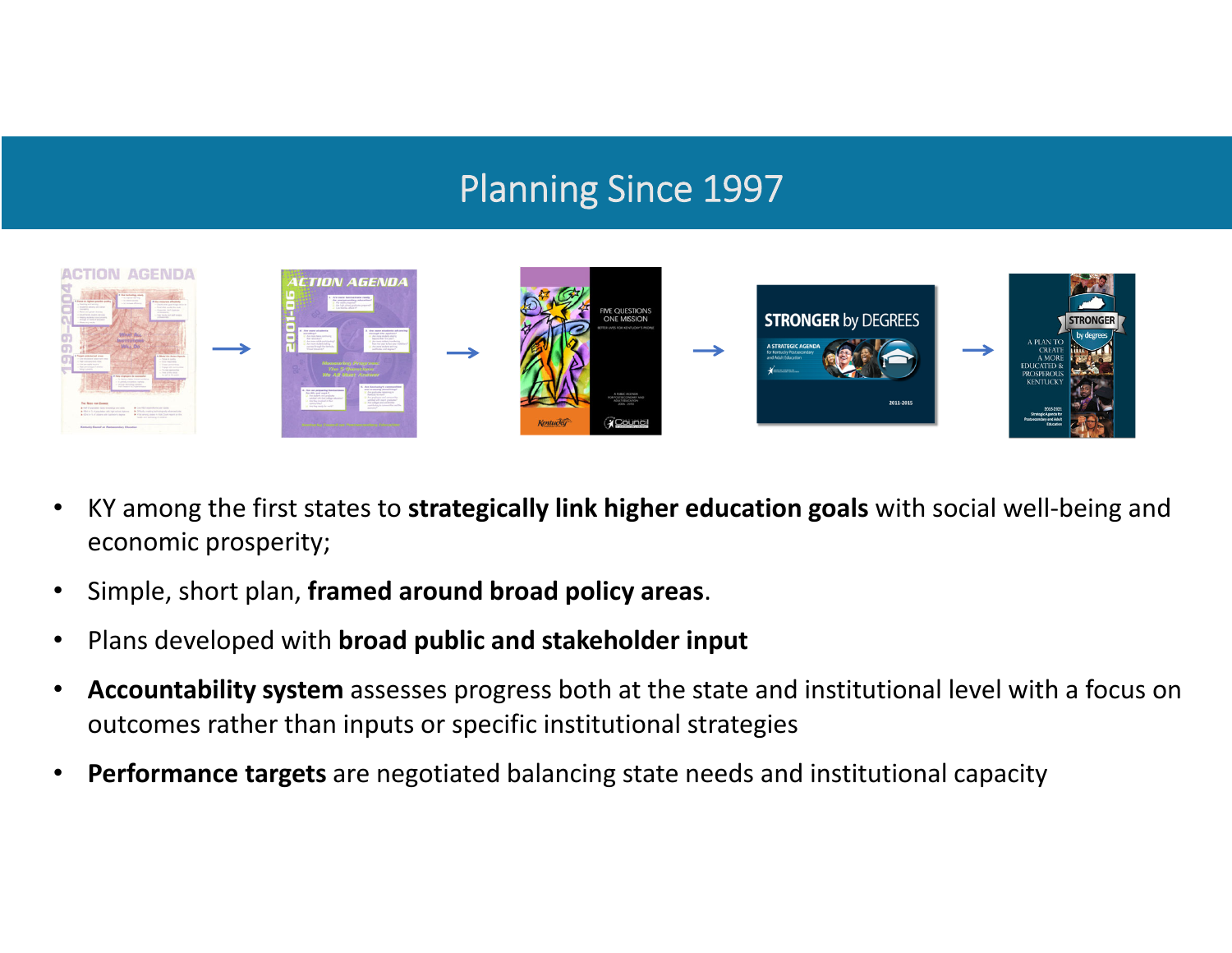# Planning Since 1997

- KY among the first states to **strategically link higher education goals** with social well-being and economic prosperity;
- Simple, short plan, **framed around broad policy areas**.
- Plans developed with **broad public and stakeholder input**
- **Accountability system** assesses progress both at the state and institutional level with a focus on outcomes rather than inputs or specific institutional strategies
- **Performance targets** are negotiated balancing state needs and institutional capacity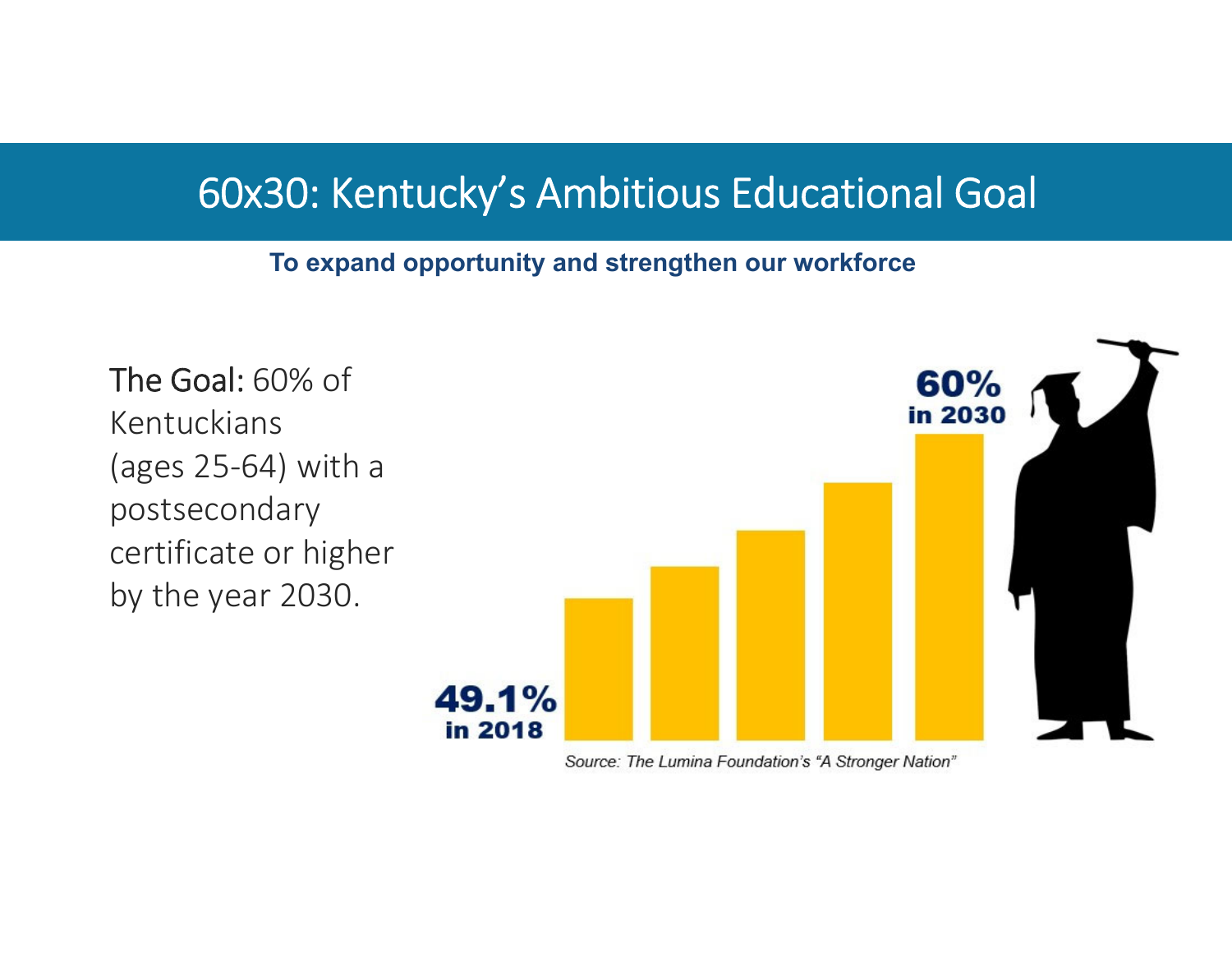# 60x30: Kentucky's Ambitious Educational Goal

**To expand opportunity and strengthen our workforce**

The Goal: 60% of Kentuckians (ages 25-64) with a postsecondary certificate or higher by the year 2030.

**49.1%**
**in 2018**

**60%**
**in 2030**

*Source: The Lumina Foundation's "A Stronger Nation"*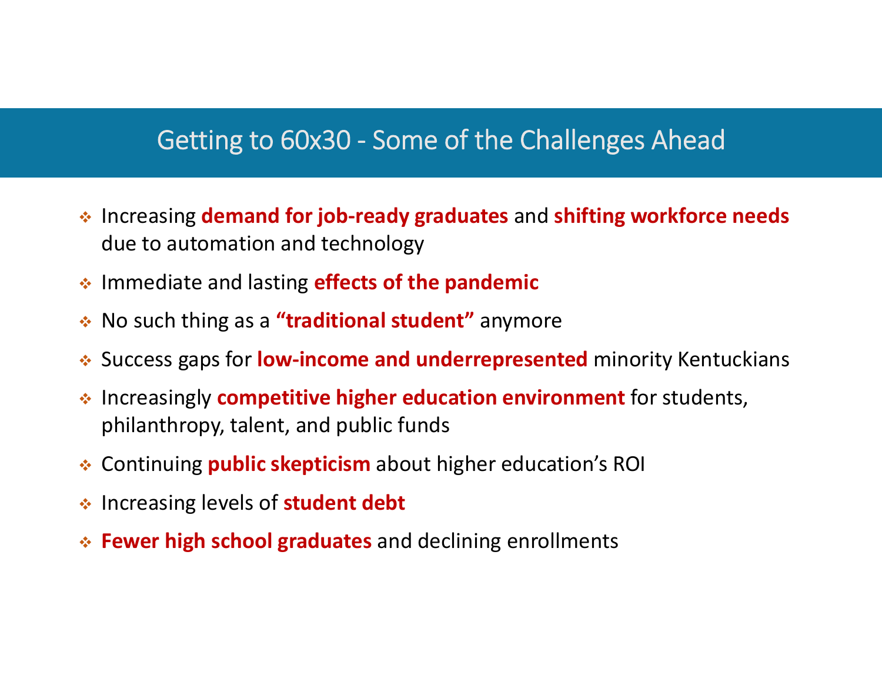# Getting to 60x30 - Some of the Challenges Ahead

- Increasing **demand for job-ready graduates** and **shifting workforce needs** due to automation and technology
- Immediate and lasting **effects of the pandemic**
- No such thing as a **"traditional student"** anymore
- Success gaps for **low-income and underrepresented** minority Kentuckians
- Increasingly **competitive higher education environment** for students, philanthropy, talent, and public funds
- Continuing **public skepticism** about higher education's ROI
- Increasing levels of **student debt**
- **Fewer high school graduates** and declining enrollments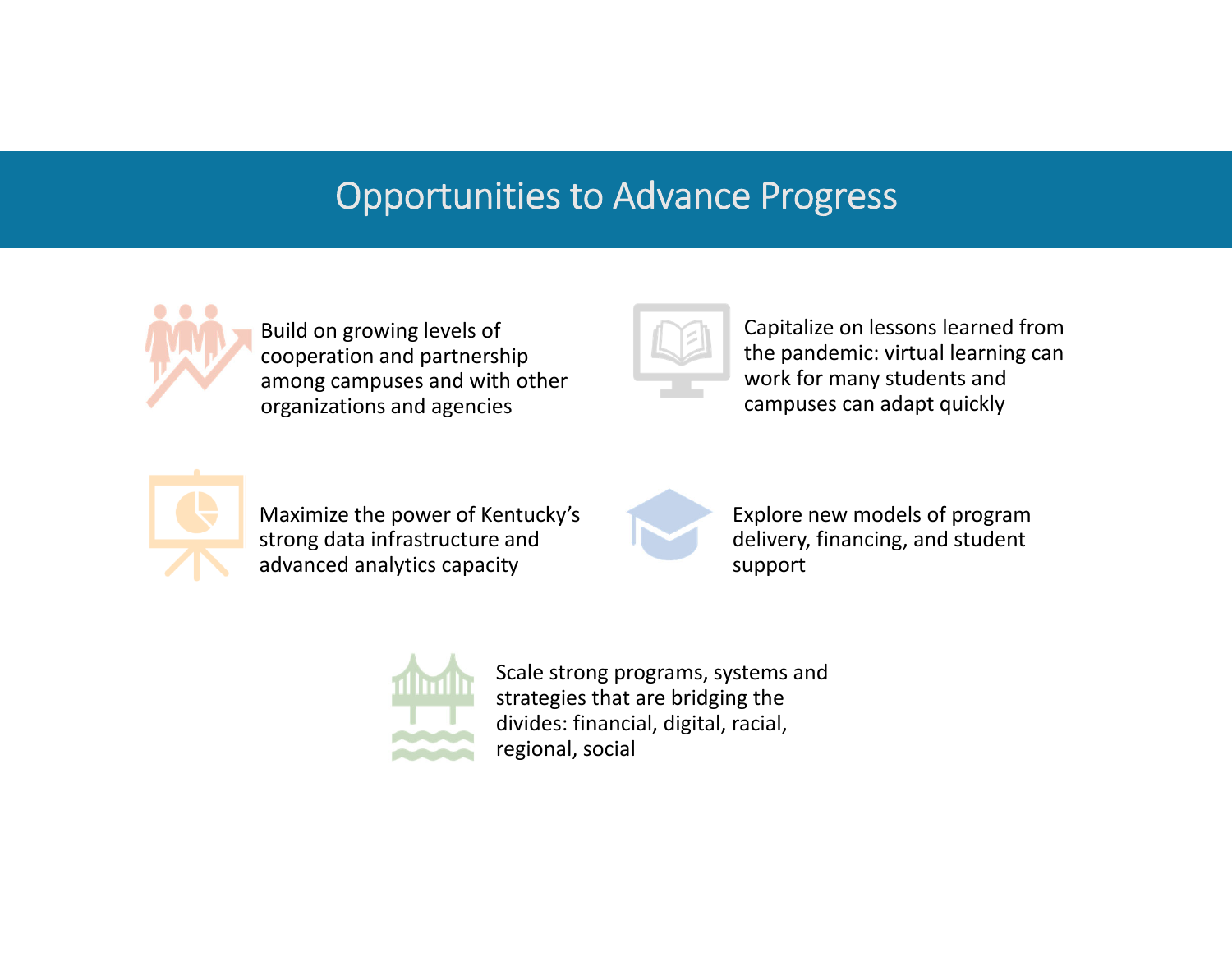# Opportunities to Advance Progress

- Build on growing levels of cooperation and partnership among campuses and with other organizations and agencies
- Capitalize on lessons learned from the pandemic: virtual learning can work for many students and campuses can adapt quickly
- Maximize the power of Kentucky's strong data infrastructure and advanced analytics capacity
- Explore new models of program delivery, financing, and student support
- Scale strong programs, systems and strategies that are bridging the divides: financial, digital, racial, regional, social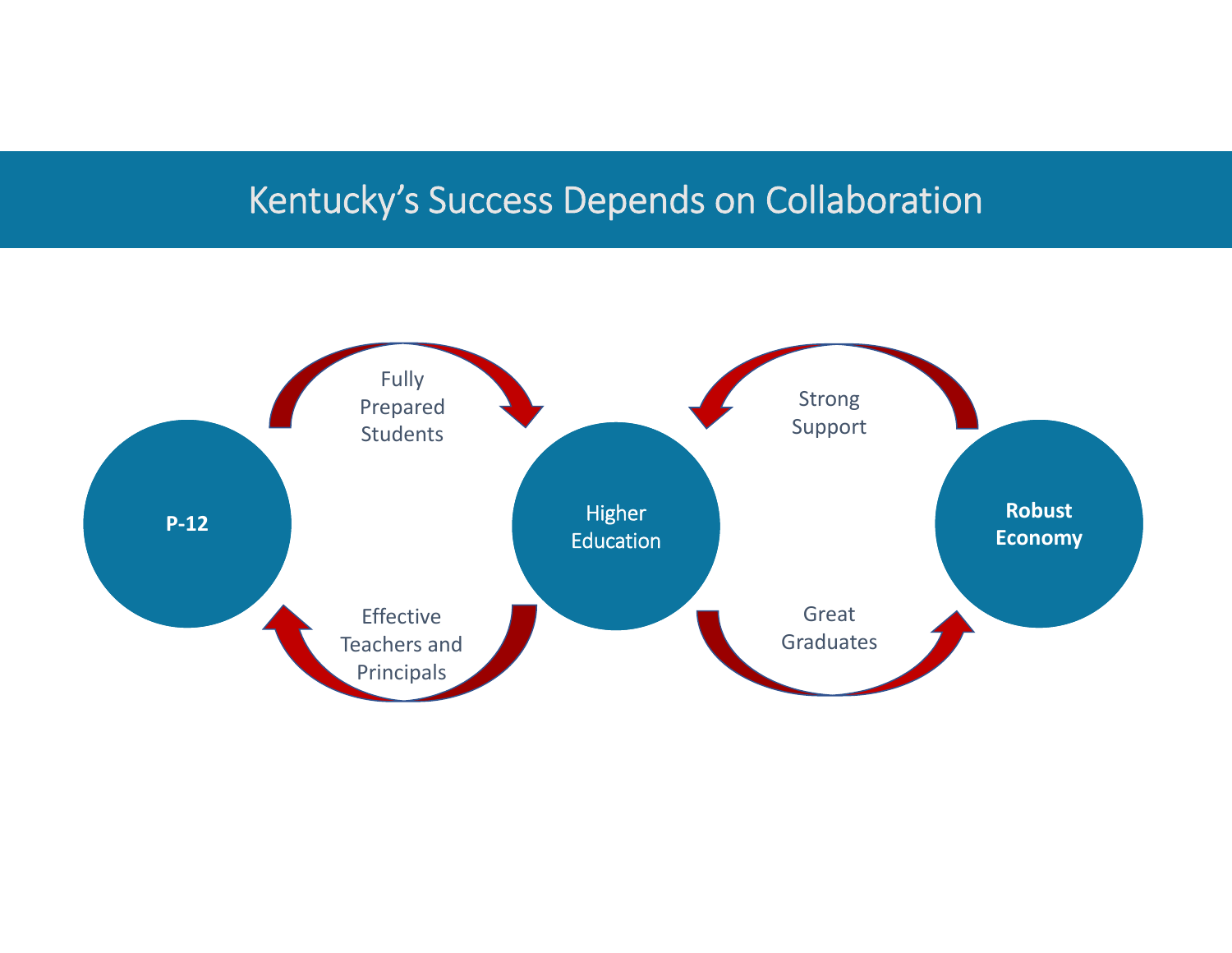# Kentucky's Success Depends on Collaboration

**P-12**

Fully Prepared Students

Effective Teachers and Principals

Higher Education

Strong Support

Great Graduates

**Robust Economy**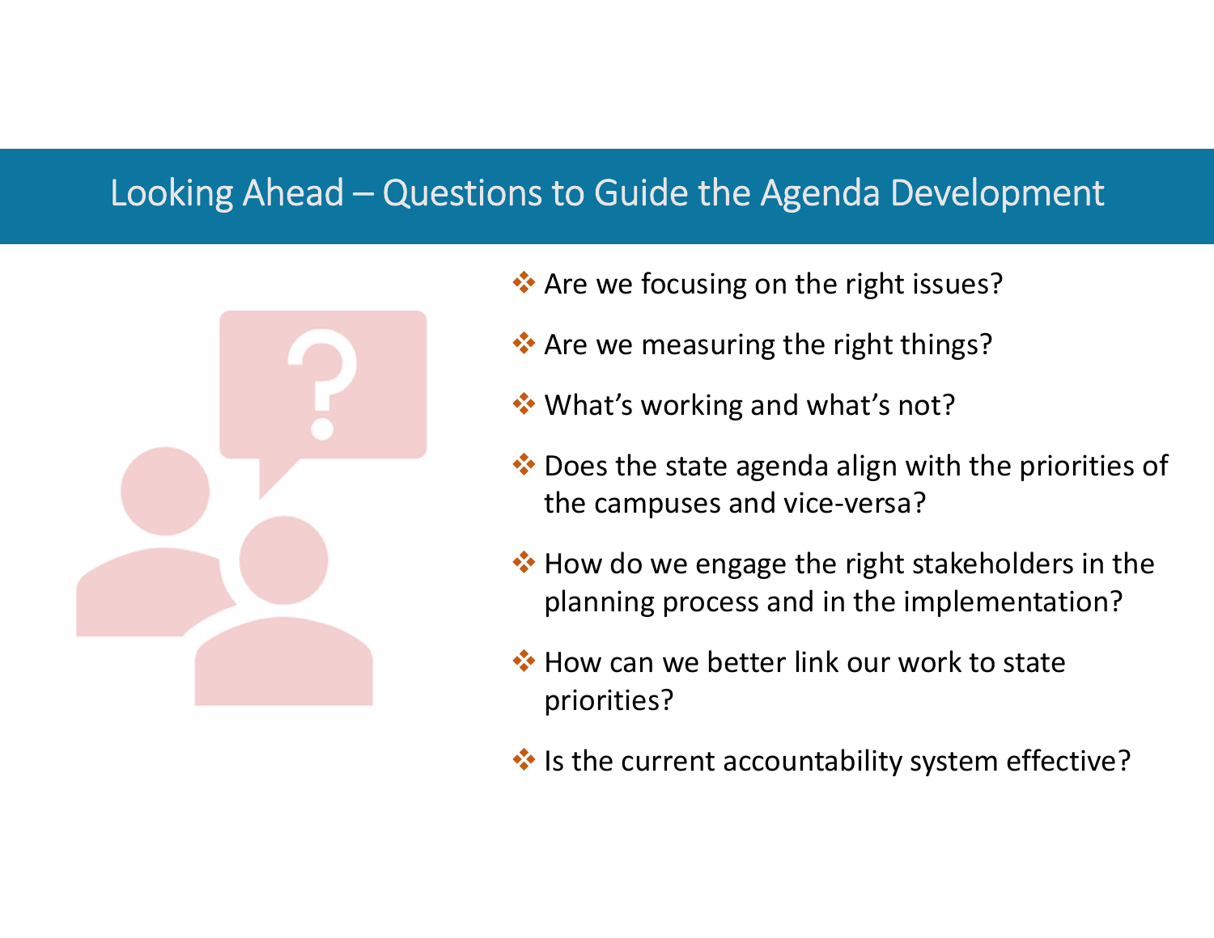# Looking Ahead – Questions to Guide the Agenda Development

- Are we focusing on the right issues?
- Are we measuring the right things?
- What's working and what's not?
- Does the state agenda align with the priorities of the campuses and vice-versa?
- How do we engage the right stakeholders in the planning process and in the implementation?
- How can we better link our work to state priorities?
- Is the current accountability system effective?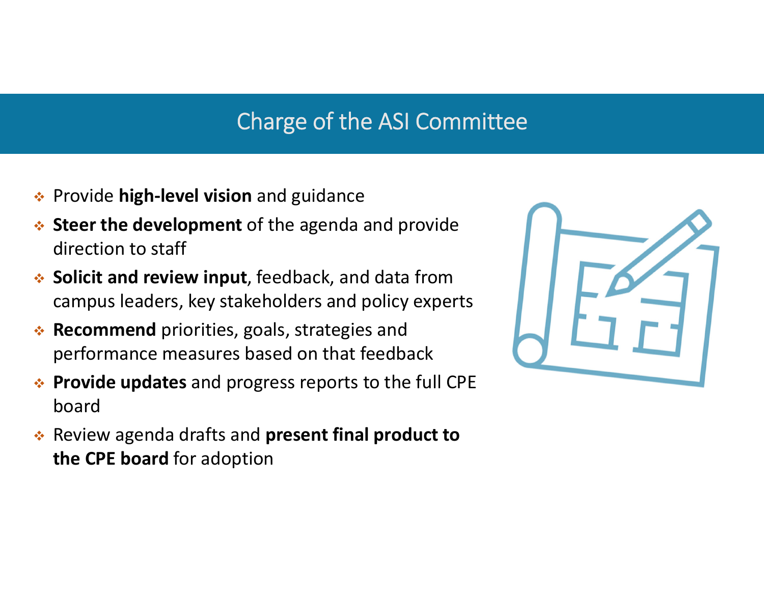# Charge of the ASI Committee

- Provide **high-level vision** and guidance
- **Steer the development** of the agenda and provide direction to staff
- **Solicit and review input**, feedback, and data from campus leaders, key stakeholders and policy experts
- **Recommend** priorities, goals, strategies and performance measures based on that feedback
- **Provide updates** and progress reports to the full CPE board
- Review agenda drafts and **present final product to the CPE board** for adoption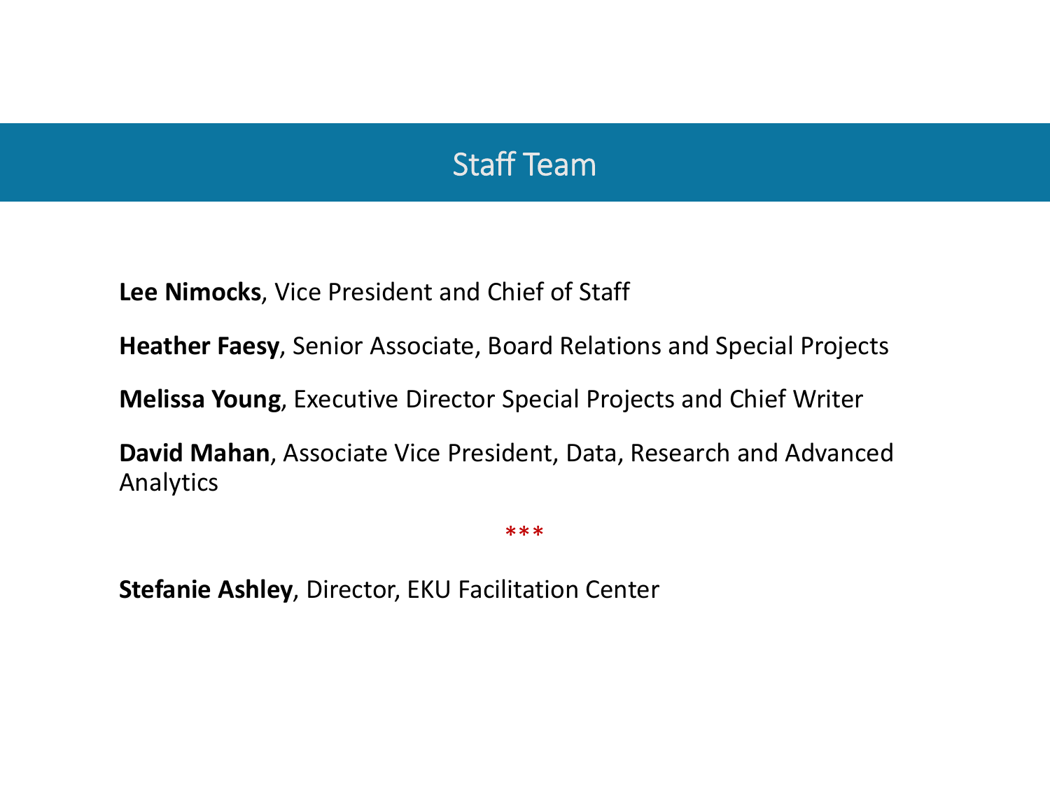# Staff Team

**Lee Nimocks**, Vice President and Chief of Staff

**Heather Faesy**, Senior Associate, Board Relations and Special Projects

**Melissa Young**, Executive Director Special Projects and Chief Writer

**David Mahan**, Associate Vice President, Data, Research and Advanced Analytics

***

**Stefanie Ashley**, Director, EKU Facilitation Center